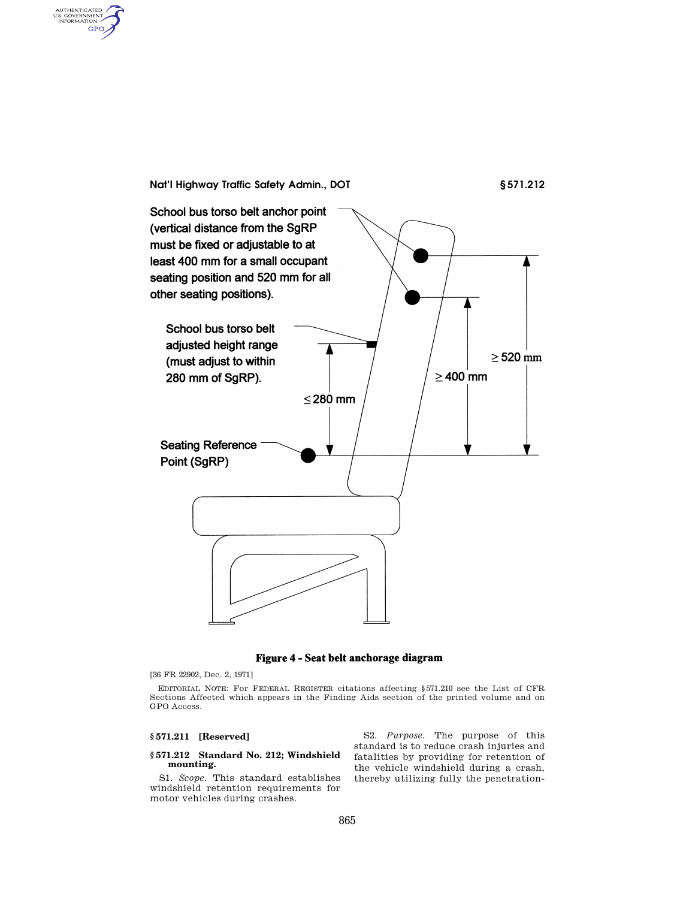School bus torso belt anchor point (vertical distance from the SgRP must be fixed or adjustable to at least 400 mm for a small occupant seating position and 520 mm for all other seating positions).

School bus torso belt adjusted height range (must adjust to within 280 mm of SgRP).

Seating Reference Point (SgRP)

≤ 280 mm

≥ 400 mm

≥ 520 mm

**Figure 4 - Seat belt anchorage diagram**

[36 FR 22902, Dec. 2, 1971]

EDITORIAL NOTE: For FEDERAL REGISTER citations affecting §571.210 see the List of CFR Sections Affected which appears in the Finding Aids section of the printed volume and on GPO Access.

### § 571.211 [Reserved]

### § 571.212 Standard No. 212; Windshield mounting.

S1. *Scope.* This standard establishes windshield retention requirements for motor vehicles during crashes.

S2. *Purpose.* The purpose of this standard is to reduce crash injuries and fatalities by providing for retention of the vehicle windshield during a crash, thereby utilizing fully the penetration-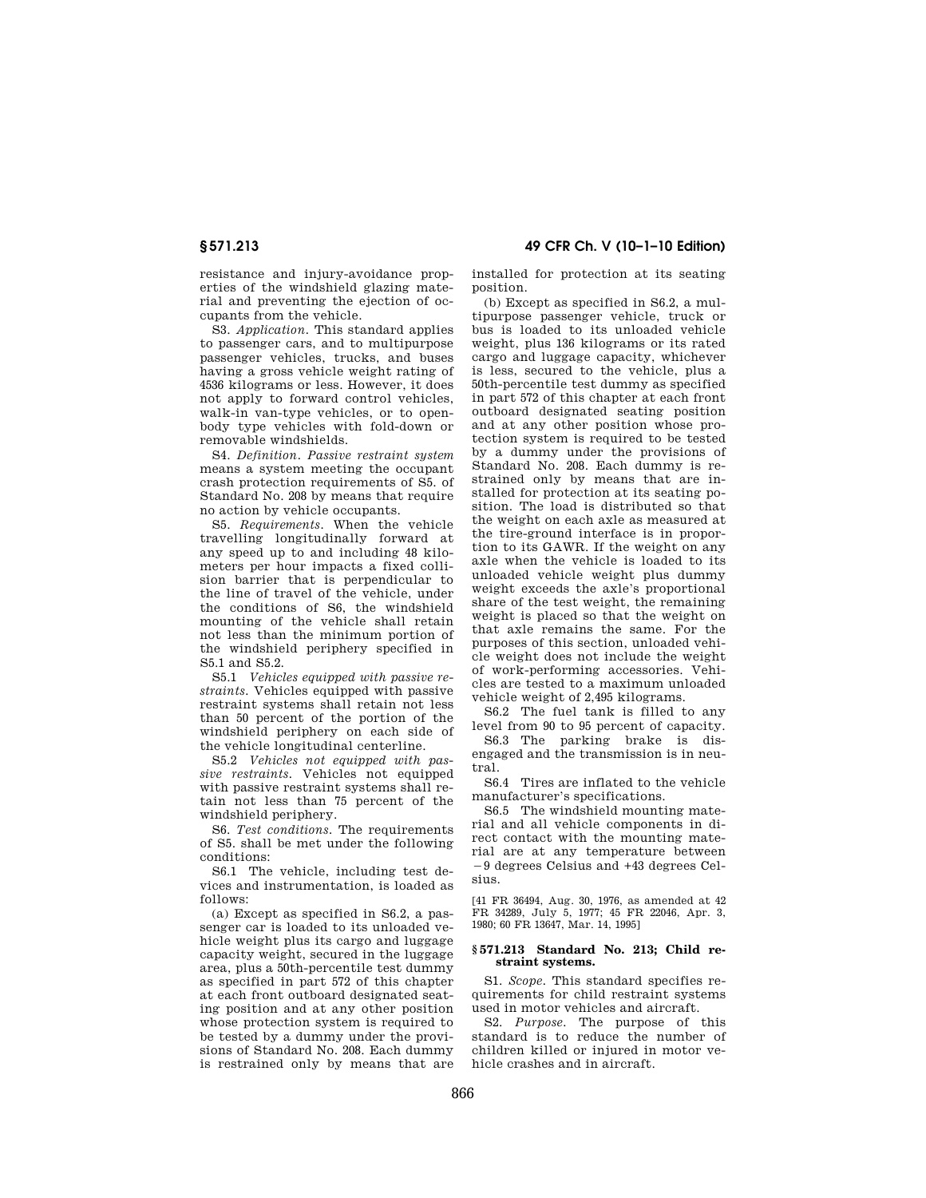resistance and injury-avoidance properties of the windshield glazing material and preventing the ejection of occupants from the vehicle.

S3. *Application.* This standard applies to passenger cars, and to multipurpose passenger vehicles, trucks, and buses having a gross vehicle weight rating of 4536 kilograms or less. However, it does not apply to forward control vehicles, walk-in van-type vehicles, or to open-body type vehicles with fold-down or removable windshields.

S4. *Definition. Passive restraint system* means a system meeting the occupant crash protection requirements of S5. of Standard No. 208 by means that require no action by vehicle occupants.

S5. *Requirements.* When the vehicle travelling longitudinally forward at any speed up to and including 48 kilometers per hour impacts a fixed collision barrier that is perpendicular to the line of travel of the vehicle, under the conditions of S6, the windshield mounting of the vehicle shall retain not less than the minimum portion of the windshield periphery specified in S5.1 and S5.2.

S5.1 *Vehicles equipped with passive restraints.* Vehicles equipped with passive restraint systems shall retain not less than 50 percent of the portion of the windshield periphery on each side of the vehicle longitudinal centerline.

S5.2 *Vehicles not equipped with passive restraints.* Vehicles not equipped with passive restraint systems shall retain not less than 75 percent of the windshield periphery.

S6. *Test conditions.* The requirements of S5. shall be met under the following conditions:

S6.1 The vehicle, including test devices and instrumentation, is loaded as follows:

(a) Except as specified in S6.2, a passenger car is loaded to its unloaded vehicle weight plus its cargo and luggage capacity weight, secured in the luggage area, plus a 50th-percentile test dummy as specified in part 572 of this chapter at each front outboard designated seating position and at any other position whose protection system is required to be tested by a dummy under the provisions of Standard No. 208. Each dummy is restrained only by means that are installed for protection at its seating position.

(b) Except as specified in S6.2, a multipurpose passenger vehicle, truck or bus is loaded to its unloaded vehicle weight, plus 136 kilograms or its rated cargo and luggage capacity, whichever is less, secured to the vehicle, plus a 50th-percentile test dummy as specified in part 572 of this chapter at each front outboard designated seating position and at any other position whose protection system is required to be tested by a dummy under the provisions of Standard No. 208. Each dummy is restrained only by means that are installed for protection at its seating position. The load is distributed so that the weight on each axle as measured at the tire-ground interface is in proportion to its GAWR. If the weight on any axle when the vehicle is loaded to its unloaded vehicle weight plus dummy weight exceeds the axle's proportional share of the test weight, the remaining weight is placed so that the weight on that axle remains the same. For the purposes of this section, unloaded vehicle weight does not include the weight of work-performing accessories. Vehicles are tested to a maximum unloaded vehicle weight of 2,495 kilograms.

S6.2 The fuel tank is filled to any level from 90 to 95 percent of capacity.

S6.3 The parking brake is disengaged and the transmission is in neutral.

S6.4 Tires are inflated to the vehicle manufacturer's specifications.

S6.5 The windshield mounting material and all vehicle components in direct contact with the mounting material are at any temperature between −9 degrees Celsius and +43 degrees Celsius.

[41 FR 36494, Aug. 30, 1976, as amended at 42 FR 34289, July 5, 1977; 45 FR 22046, Apr. 3, 1980; 60 FR 13647, Mar. 14, 1995]

## § 571.213 Standard No. 213; Child restraint systems.

S1. *Scope.* This standard specifies requirements for child restraint systems used in motor vehicles and aircraft.

S2. *Purpose.* The purpose of this standard is to reduce the number of children killed or injured in motor vehicle crashes and in aircraft.